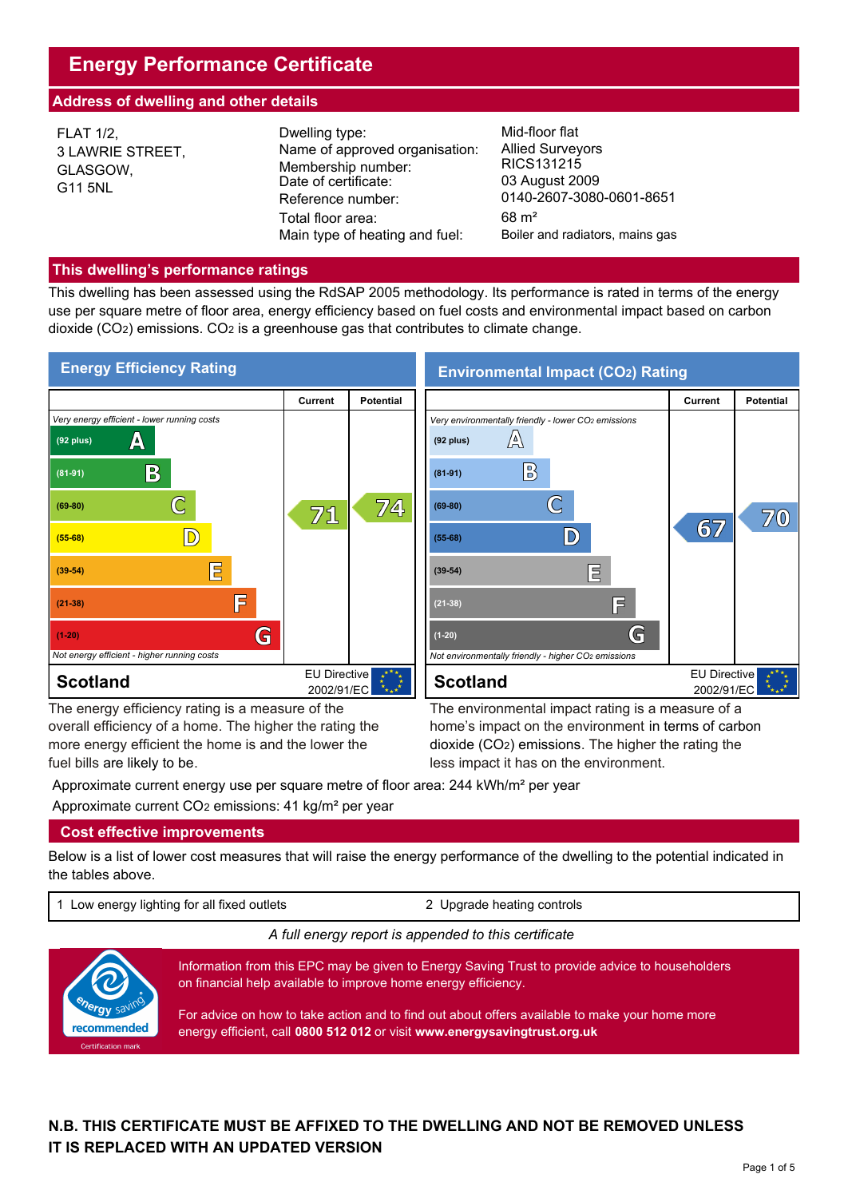# Energy Performance Certificate

## Address of dwelling and other details

FLAT 1/2,
3 LAWRIE STREET,
GLASGOW,
G11 5NL

| | |
|---|---|
| Dwelling type: | Mid-floor flat |
| Name of approved organisation: | Allied Surveyors |
| Membership number: | RICS131215 |
| Date of certificate: | 03 August 2009 |
| Reference number: | 0140-2607-3080-0601-8651 |
| Total floor area: | 68 m² |
| Main type of heating and fuel: | Boiler and radiators, mains gas |

## This dwelling's performance ratings

This dwelling has been assessed using the RdSAP 2005 methodology. Its performance is rated in terms of the energy use per square metre of floor area, energy efficiency based on fuel costs and environmental impact based on carbon dioxide ($CO_2$) emissions. $CO_2$ is a greenhouse gas that contributes to climate change.

### Energy Efficiency Rating

| | Current | Potential |
|---|---|---|
| *Very energy efficient - lower running costs* | | |
| (92 plus) A | | |
| (81-91) B | | |
| (69-80) C | 71 | 74 |
| (55-68) D | | |
| (39-54) E | | |
| (21-38) F | | |
| (1-20) G | | |
| *Not energy efficient - higher running costs* | | |
| **Scotland** — EU Directive 2002/91/EC | | |

The energy efficiency rating is a measure of the overall efficiency of a home. The higher the rating the more energy efficient the home is and the lower the fuel bills are likely to be.

### Environmental Impact ($CO_2$) Rating

| | Current | Potential |
|---|---|---|
| *Very environmentally friendly - lower $CO_2$ emissions* | | |
| (92 plus) A | | |
| (81-91) B | | |
| (69-80) C | | 70 |
| (55-68) D | 67 | |
| (39-54) E | | |
| (21-38) F | | |
| (1-20) G | | |
| *Not environmentally friendly - higher $CO_2$ emissions* | | |
| **Scotland** — EU Directive 2002/91/EC | | |

The environmental impact rating is a measure of a home's impact on the environment in terms of carbon dioxide ($CO_2$) emissions. The higher the rating the less impact it has on the environment.

Approximate current energy use per square metre of floor area: 244 kWh/m² per year

Approximate current $CO_2$ emissions: 41 kg/m² per year

## Cost effective improvements

Below is a list of lower cost measures that will raise the energy performance of the dwelling to the potential indicated in the tables above.

| | |
|---|---|
| 1 Low energy lighting for all fixed outlets | 2 Upgrade heating controls |

*A full energy report is appended to this certificate*

energy saving recommended — Certification mark

Information from this EPC may be given to Energy Saving Trust to provide advice to householders on financial help available to improve home energy efficiency.

For advice on how to take action and to find out about offers available to make your home more energy efficient, call **0800 512 012** or visit **www.energysavingtrust.org.uk**

**N.B. THIS CERTIFICATE MUST BE AFFIXED TO THE DWELLING AND NOT BE REMOVED UNLESS IT IS REPLACED WITH AN UPDATED VERSION**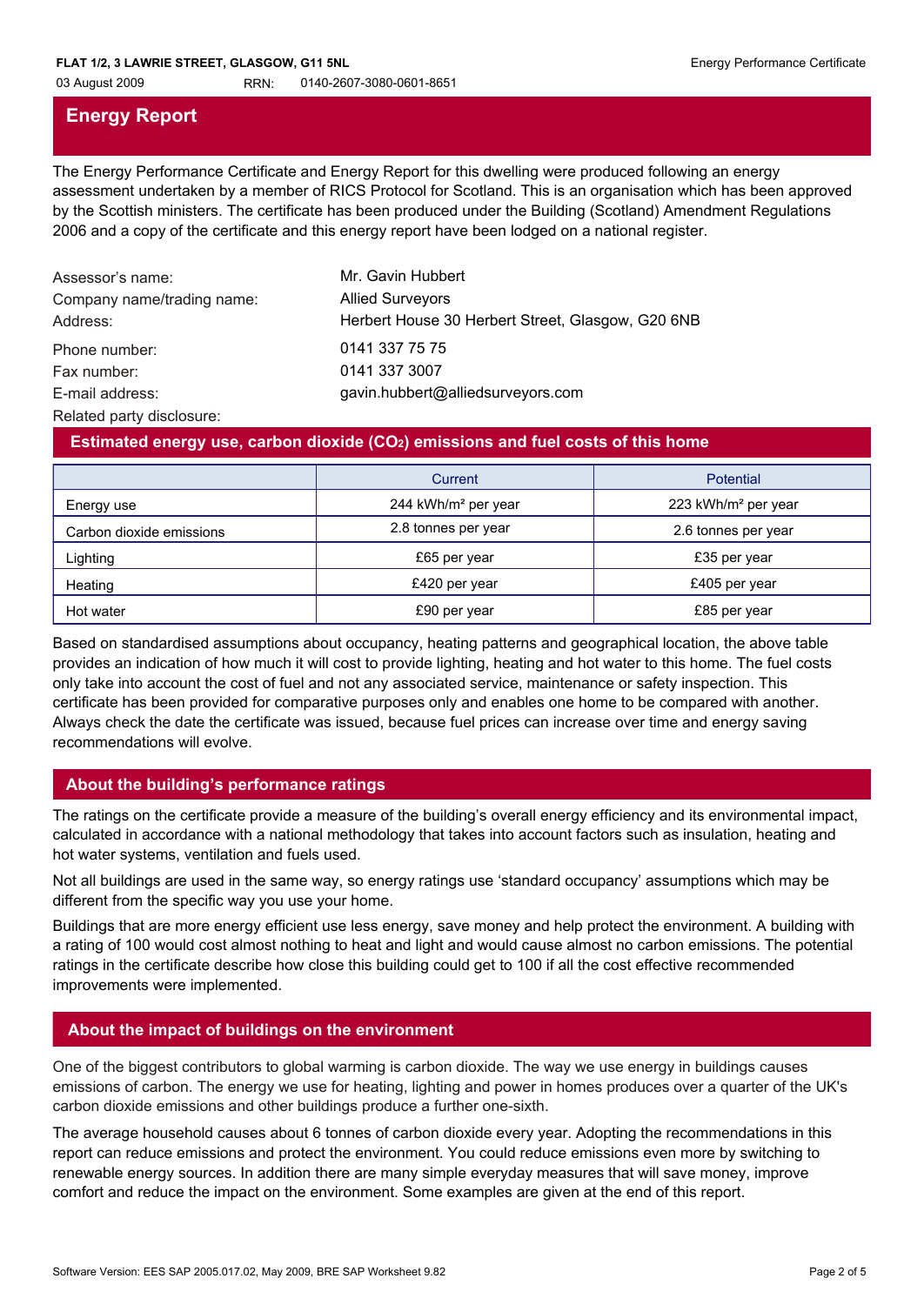# Energy Report

The Energy Performance Certificate and Energy Report for this dwelling were produced following an energy assessment undertaken by a member of RICS Protocol for Scotland. This is an organisation which has been approved by the Scottish ministers. The certificate has been produced under the Building (Scotland) Amendment Regulations 2006 and a copy of the certificate and this energy report have been lodged on a national register.

| | |
|---|---|
| Assessor's name: | Mr. Gavin Hubbert |
| Company name/trading name: | Allied Surveyors |
| Address: | Herbert House 30 Herbert Street, Glasgow, G20 6NB |
| Phone number: | 0141 337 75 75 |
| Fax number: | 0141 337 3007 |
| E-mail address: | gavin.hubbert@alliedsurveyors.com |
| Related party disclosure: | |

## Estimated energy use, carbon dioxide ($CO_2$) emissions and fuel costs of this home

| | Current | Potential |
|---|---|---|
| Energy use | 244 kWh/m² per year | 223 kWh/m² per year |
| Carbon dioxide emissions | 2.8 tonnes per year | 2.6 tonnes per year |
| Lighting | £65 per year | £35 per year |
| Heating | £420 per year | £405 per year |
| Hot water | £90 per year | £85 per year |

Based on standardised assumptions about occupancy, heating patterns and geographical location, the above table provides an indication of how much it will cost to provide lighting, heating and hot water to this home. The fuel costs only take into account the cost of fuel and not any associated service, maintenance or safety inspection. This certificate has been provided for comparative purposes only and enables one home to be compared with another. Always check the date the certificate was issued, because fuel prices can increase over time and energy saving recommendations will evolve.

## About the building's performance ratings

The ratings on the certificate provide a measure of the building's overall energy efficiency and its environmental impact, calculated in accordance with a national methodology that takes into account factors such as insulation, heating and hot water systems, ventilation and fuels used.

Not all buildings are used in the same way, so energy ratings use 'standard occupancy' assumptions which may be different from the specific way you use your home.

Buildings that are more energy efficient use less energy, save money and help protect the environment. A building with a rating of 100 would cost almost nothing to heat and light and would cause almost no carbon emissions. The potential ratings in the certificate describe how close this building could get to 100 if all the cost effective recommended improvements were implemented.

## About the impact of buildings on the environment

One of the biggest contributors to global warming is carbon dioxide. The way we use energy in buildings causes emissions of carbon. The energy we use for heating, lighting and power in homes produces over a quarter of the UK's carbon dioxide emissions and other buildings produce a further one-sixth.

The average household causes about 6 tonnes of carbon dioxide every year. Adopting the recommendations in this report can reduce emissions and protect the environment. You could reduce emissions even more by switching to renewable energy sources. In addition there are many simple everyday measures that will save money, improve comfort and reduce the impact on the environment. Some examples are given at the end of this report.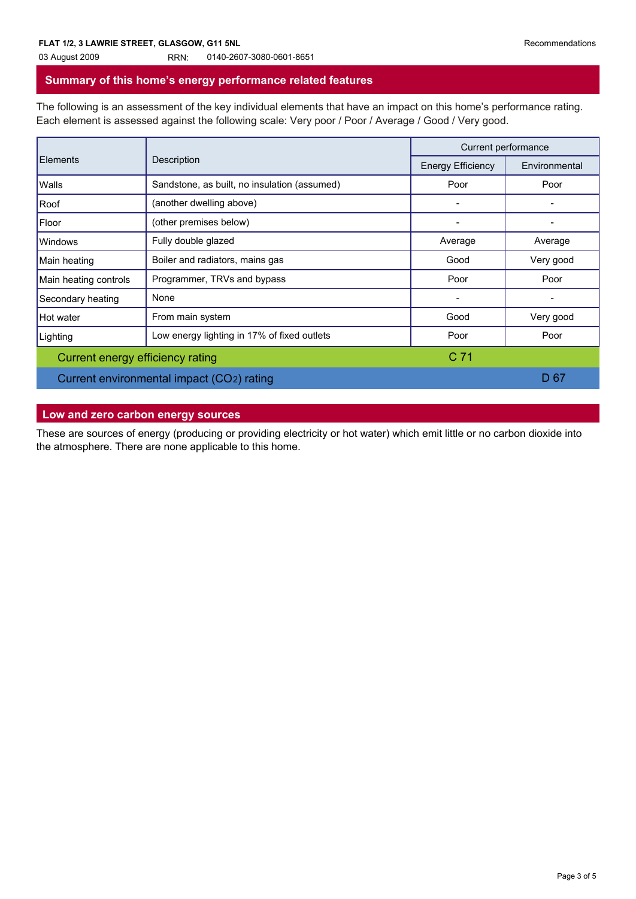FLAT 1/2, 3 LAWRIE STREET, GLASGOW, G11 5NL

03 August 2009 RRN: 0140-2607-3080-0601-8651

## Summary of this home's energy performance related features

The following is an assessment of the key individual elements that have an impact on this home's performance rating. Each element is assessed against the following scale: Very poor / Poor / Average / Good / Very good.

| Elements | Description | Current performance | |
|---|---|---|---|
| | | Energy Efficiency | Environmental |
| Walls | Sandstone, as built, no insulation (assumed) | Poor | Poor |
| Roof | (another dwelling above) | - | - |
| Floor | (other premises below) | - | - |
| Windows | Fully double glazed | Average | Average |
| Main heating | Boiler and radiators, mains gas | Good | Very good |
| Main heating controls | Programmer, TRVs and bypass | Poor | Poor |
| Secondary heating | None | - | - |
| Hot water | From main system | Good | Very good |
| Lighting | Low energy lighting in 17% of fixed outlets | Poor | Poor |
| Current energy efficiency rating | | C 71 | |
| Current environmental impact ($CO_2$) rating | | | D 67 |

## Low and zero carbon energy sources

These are sources of energy (producing or providing electricity or hot water) which emit little or no carbon dioxide into the atmosphere. There are none applicable to this home.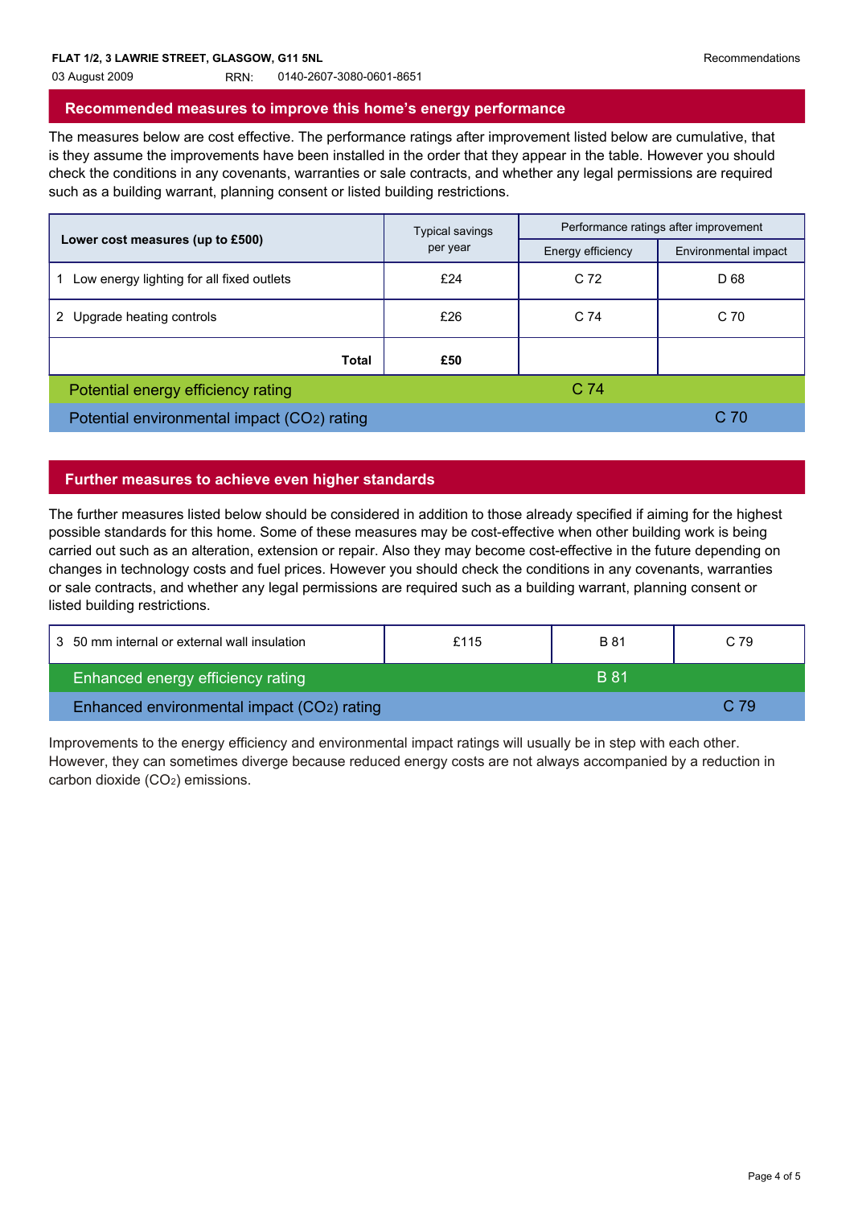## Recommended measures to improve this home's energy performance

The measures below are cost effective. The performance ratings after improvement listed below are cumulative, that is they assume the improvements have been installed in the order that they appear in the table. However you should check the conditions in any covenants, warranties or sale contracts, and whether any legal permissions are required such as a building warrant, planning consent or listed building restrictions.

| **Lower cost measures (up to £500)** | Typical savings per year | Performance ratings after improvement | |
|---|---|---|---|
| | | Energy efficiency | Environmental impact |
| 1 Low energy lighting for all fixed outlets | £24 | C 72 | D 68 |
| 2 Upgrade heating controls | £26 | C 74 | C 70 |
| **Total** | **£50** | | |
| Potential energy efficiency rating | | C 74 | |
| Potential environmental impact ($CO_2$) rating | | | C 70 |

## Further measures to achieve even higher standards

The further measures listed below should be considered in addition to those already specified if aiming for the highest possible standards for this home. Some of these measures may be cost-effective when other building work is being carried out such as an alteration, extension or repair. Also they may become cost-effective in the future depending on changes in technology costs and fuel prices. However you should check the conditions in any covenants, warranties or sale contracts, and whether any legal permissions are required such as a building warrant, planning consent or listed building restrictions.

| Measure | Typical savings per year | Energy efficiency | Environmental impact |
|---|---|---|---|
| 3 50 mm internal or external wall insulation | £115 | B 81 | C 79 |
| Enhanced energy efficiency rating | | B 81 | |
| Enhanced environmental impact ($CO_2$) rating | | | C 79 |

Improvements to the energy efficiency and environmental impact ratings will usually be in step with each other. However, they can sometimes diverge because reduced energy costs are not always accompanied by a reduction in carbon dioxide ($CO_2$) emissions.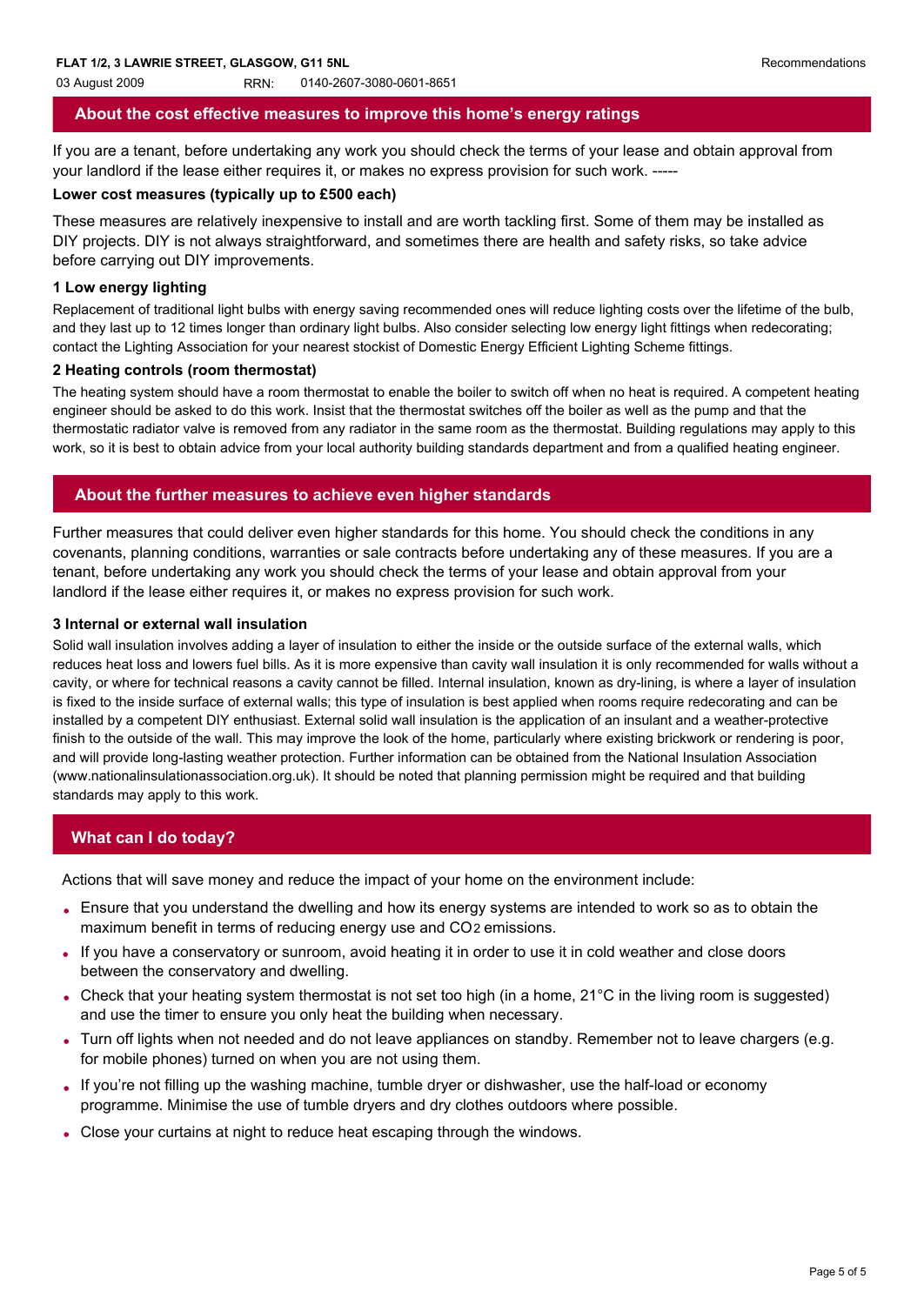## About the cost effective measures to improve this home's energy ratings

If you are a tenant, before undertaking any work you should check the terms of your lease and obtain approval from your landlord if the lease either requires it, or makes no express provision for such work. -----

**Lower cost measures (typically up to £500 each)**

These measures are relatively inexpensive to install and are worth tackling first. Some of them may be installed as DIY projects. DIY is not always straightforward, and sometimes there are health and safety risks, so take advice before carrying out DIY improvements.

**1 Low energy lighting**

Replacement of traditional light bulbs with energy saving recommended ones will reduce lighting costs over the lifetime of the bulb, and they last up to 12 times longer than ordinary light bulbs. Also consider selecting low energy light fittings when redecorating; contact the Lighting Association for your nearest stockist of Domestic Energy Efficient Lighting Scheme fittings.

**2 Heating controls (room thermostat)**

The heating system should have a room thermostat to enable the boiler to switch off when no heat is required. A competent heating engineer should be asked to do this work. Insist that the thermostat switches off the boiler as well as the pump and that the thermostatic radiator valve is removed from any radiator in the same room as the thermostat. Building regulations may apply to this work, so it is best to obtain advice from your local authority building standards department and from a qualified heating engineer.

## About the further measures to achieve even higher standards

Further measures that could deliver even higher standards for this home. You should check the conditions in any covenants, planning conditions, warranties or sale contracts before undertaking any of these measures. If you are a tenant, before undertaking any work you should check the terms of your lease and obtain approval from your landlord if the lease either requires it, or makes no express provision for such work.

**3 Internal or external wall insulation**

Solid wall insulation involves adding a layer of insulation to either the inside or the outside surface of the external walls, which reduces heat loss and lowers fuel bills. As it is more expensive than cavity wall insulation it is only recommended for walls without a cavity, or where for technical reasons a cavity cannot be filled. Internal insulation, known as dry-lining, is where a layer of insulation is fixed to the inside surface of external walls; this type of insulation is best applied when rooms require redecorating and can be installed by a competent DIY enthusiast. External solid wall insulation is the application of an insulant and a weather-protective finish to the outside of the wall. This may improve the look of the home, particularly where existing brickwork or rendering is poor, and will provide long-lasting weather protection. Further information can be obtained from the National Insulation Association (www.nationalinsulationassociation.org.uk). It should be noted that planning permission might be required and that building standards may apply to this work.

## What can I do today?

Actions that will save money and reduce the impact of your home on the environment include:

- Ensure that you understand the dwelling and how its energy systems are intended to work so as to obtain the maximum benefit in terms of reducing energy use and $CO_2$ emissions.
- If you have a conservatory or sunroom, avoid heating it in order to use it in cold weather and close doors between the conservatory and dwelling.
- Check that your heating system thermostat is not set too high (in a home, 21°C in the living room is suggested) and use the timer to ensure you only heat the building when necessary.
- Turn off lights when not needed and do not leave appliances on standby. Remember not to leave chargers (e.g. for mobile phones) turned on when you are not using them.
- If you're not filling up the washing machine, tumble dryer or dishwasher, use the half-load or economy programme. Minimise the use of tumble dryers and dry clothes outdoors where possible.
- Close your curtains at night to reduce heat escaping through the windows.